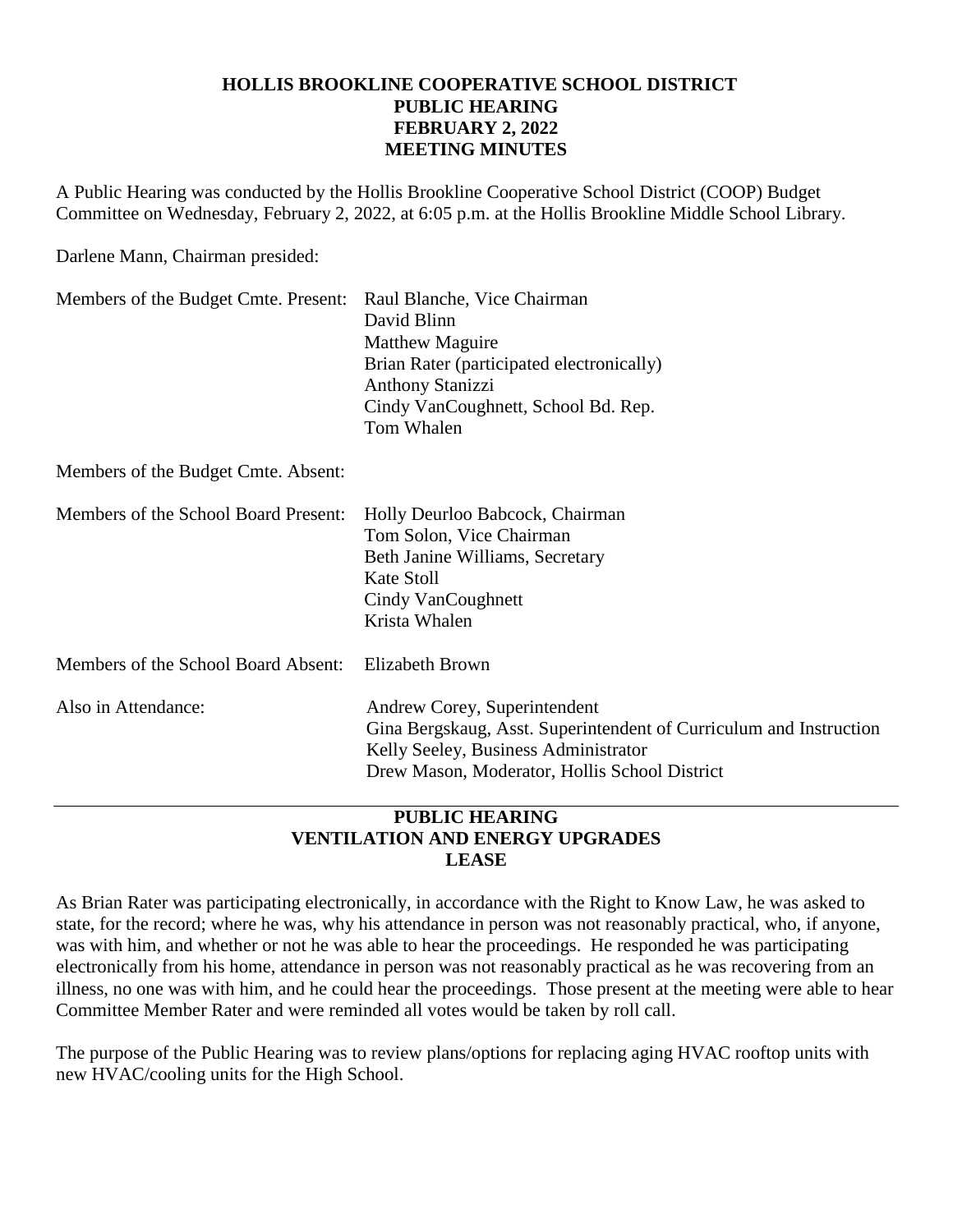# HOLLIS BROOKLINE COOPERATIVE SCHOOL DISTRICT
## PUBLIC HEARING
## FEBRUARY 2, 2022
## MEETING MINUTES

A Public Hearing was conducted by the Hollis Brookline Cooperative School District (COOP) Budget Committee on Wednesday, February 2, 2022, at 6:05 p.m. at the Hollis Brookline Middle School Library.

Darlene Mann, Chairman presided:

| | |
|---|---|
| Members of the Budget Cmte. Present: | Raul Blanche, Vice Chairman<br>David Blinn<br>Matthew Maguire<br>Brian Rater (participated electronically)<br>Anthony Stanizzi<br>Cindy VanCoughnett, School Bd. Rep.<br>Tom Whalen |
| Members of the Budget Cmte. Absent: | |
| Members of the School Board Present: | Holly Deurloo Babcock, Chairman<br>Tom Solon, Vice Chairman<br>Beth Janine Williams, Secretary<br>Kate Stoll<br>Cindy VanCoughnett<br>Krista Whalen |
| Members of the School Board Absent: | Elizabeth Brown |
| Also in Attendance: | Andrew Corey, Superintendent<br>Gina Bergskaug, Asst. Superintendent of Curriculum and Instruction<br>Kelly Seeley, Business Administrator<br>Drew Mason, Moderator, Hollis School District |

---

## PUBLIC HEARING
## VENTILATION AND ENERGY UPGRADES
## LEASE

As Brian Rater was participating electronically, in accordance with the Right to Know Law, he was asked to state, for the record; where he was, why his attendance in person was not reasonably practical, who, if anyone, was with him, and whether or not he was able to hear the proceedings. He responded he was participating electronically from his home, attendance in person was not reasonably practical as he was recovering from an illness, no one was with him, and he could hear the proceedings. Those present at the meeting were able to hear Committee Member Rater and were reminded all votes would be taken by roll call.

The purpose of the Public Hearing was to review plans/options for replacing aging HVAC rooftop units with new HVAC/cooling units for the High School.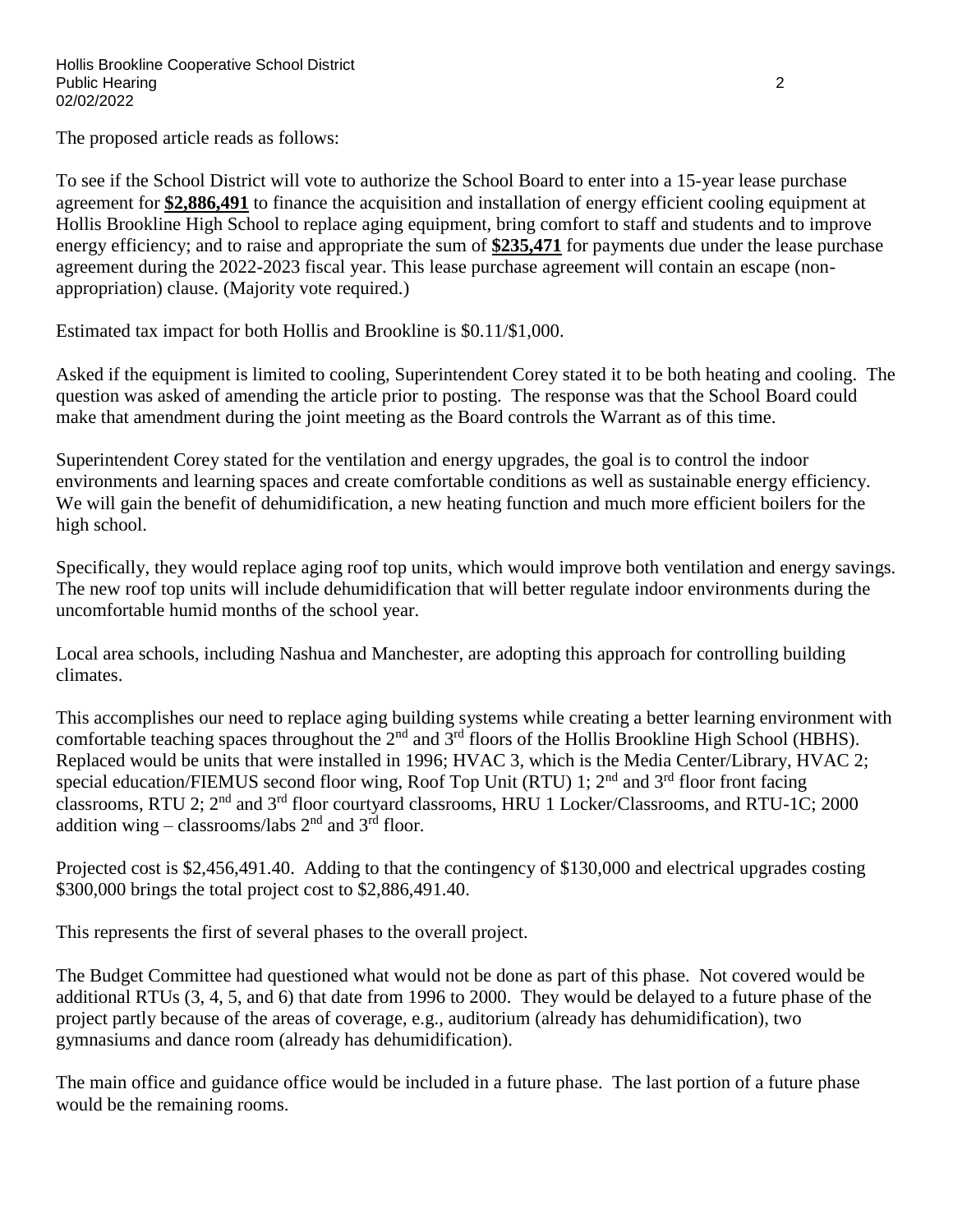The proposed article reads as follows:

To see if the School District will vote to authorize the School Board to enter into a 15-year lease purchase agreement for **$2,886,491** to finance the acquisition and installation of energy efficient cooling equipment at Hollis Brookline High School to replace aging equipment, bring comfort to staff and students and to improve energy efficiency; and to raise and appropriate the sum of **$235,471** for payments due under the lease purchase agreement during the 2022-2023 fiscal year. This lease purchase agreement will contain an escape (non-appropriation) clause. (Majority vote required.)

Estimated tax impact for both Hollis and Brookline is $0.11/$1,000.

Asked if the equipment is limited to cooling, Superintendent Corey stated it to be both heating and cooling. The question was asked of amending the article prior to posting. The response was that the School Board could make that amendment during the joint meeting as the Board controls the Warrant as of this time.

Superintendent Corey stated for the ventilation and energy upgrades, the goal is to control the indoor environments and learning spaces and create comfortable conditions as well as sustainable energy efficiency. We will gain the benefit of dehumidification, a new heating function and much more efficient boilers for the high school.

Specifically, they would replace aging roof top units, which would improve both ventilation and energy savings. The new roof top units will include dehumidification that will better regulate indoor environments during the uncomfortable humid months of the school year.

Local area schools, including Nashua and Manchester, are adopting this approach for controlling building climates.

This accomplishes our need to replace aging building systems while creating a better learning environment with comfortable teaching spaces throughout the 2nd and 3rd floors of the Hollis Brookline High School (HBHS). Replaced would be units that were installed in 1996; HVAC 3, which is the Media Center/Library, HVAC 2; special education/FIEMUS second floor wing, Roof Top Unit (RTU) 1; 2nd and 3rd floor front facing classrooms, RTU 2; 2nd and 3rd floor courtyard classrooms, HRU 1 Locker/Classrooms, and RTU-1C; 2000 addition wing – classrooms/labs 2nd and 3rd floor.

Projected cost is $2,456,491.40. Adding to that the contingency of $130,000 and electrical upgrades costing $300,000 brings the total project cost to $2,886,491.40.

This represents the first of several phases to the overall project.

The Budget Committee had questioned what would not be done as part of this phase. Not covered would be additional RTUs (3, 4, 5, and 6) that date from 1996 to 2000. They would be delayed to a future phase of the project partly because of the areas of coverage, e.g., auditorium (already has dehumidification), two gymnasiums and dance room (already has dehumidification).

The main office and guidance office would be included in a future phase. The last portion of a future phase would be the remaining rooms.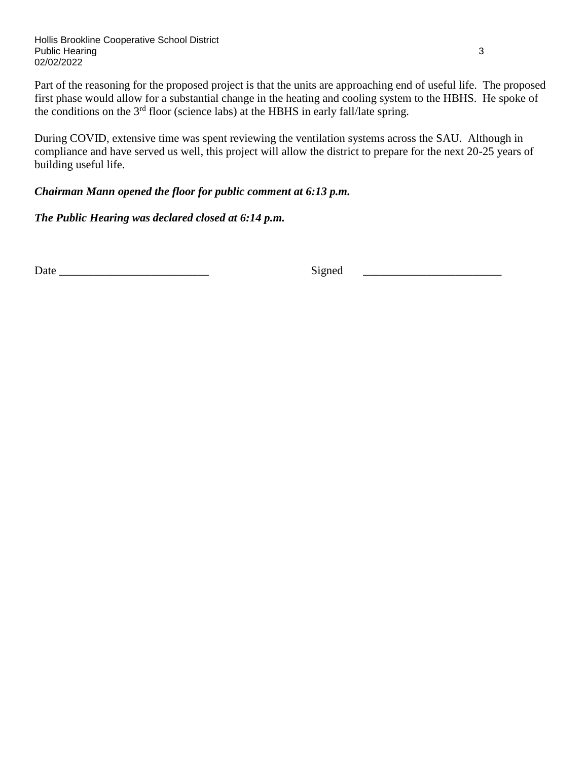Part of the reasoning for the proposed project is that the units are approaching end of useful life. The proposed first phase would allow for a substantial change in the heating and cooling system to the HBHS. He spoke of the conditions on the 3rd floor (science labs) at the HBHS in early fall/late spring.

During COVID, extensive time was spent reviewing the ventilation systems across the SAU. Although in compliance and have served us well, this project will allow the district to prepare for the next 20-25 years of building useful life.

***Chairman Mann opened the floor for public comment at 6:13 p.m.***

***The Public Hearing was declared closed at 6:14 p.m.***

Date __________________________ Signed ________________________